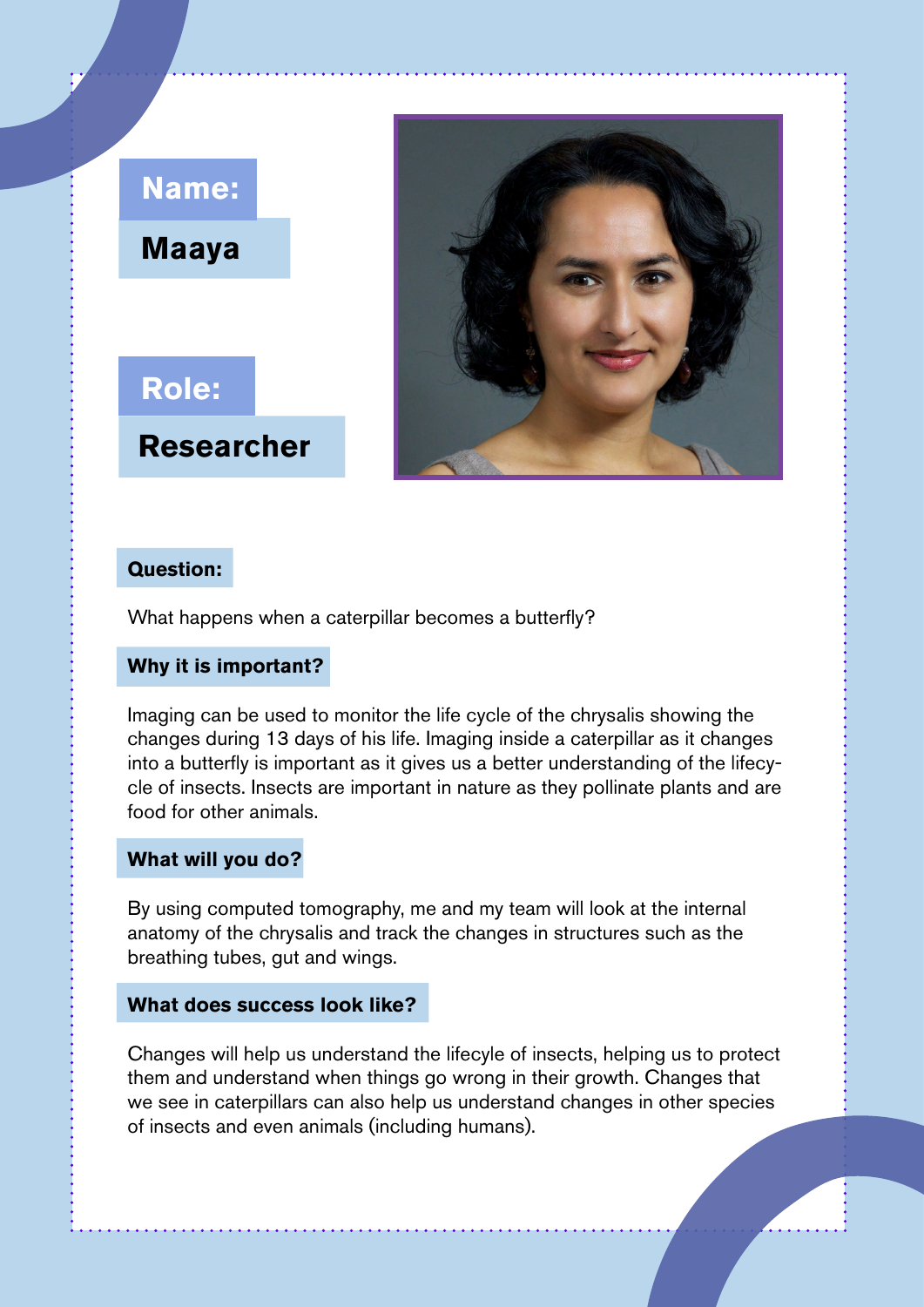**Name:**

**Maaya**

**Role:**

**Researcher**

**Question:**

What happens when a caterpillar becomes a butterfly?

**Why it is important?**

Imaging can be used to monitor the life cycle of the chrysalis showing the changes during 13 days of his life. Imaging inside a caterpillar as it changes into a butterfly is important as it gives us a better understanding of the lifecycle of insects. Insects are important in nature as they pollinate plants and are food for other animals.

**What will you do?**

By using computed tomography, me and my team will look at the internal anatomy of the chrysalis and track the changes in structures such as the breathing tubes, gut and wings.

**What does success look like?**

Changes will help us understand the lifecyle of insects, helping us to protect them and understand when things go wrong in their growth. Changes that we see in caterpillars can also help us understand changes in other species of insects and even animals (including humans).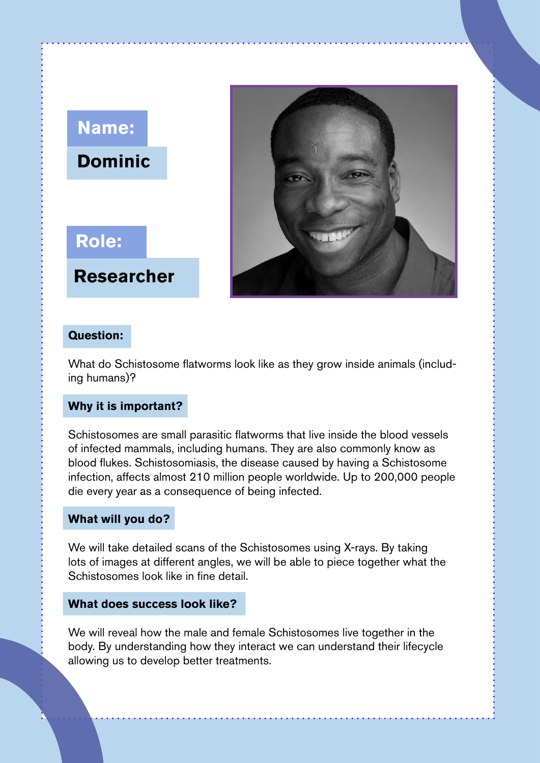**Name:**

**Dominic**

**Role:**

**Researcher**

**Question:**

What do Schistosome flatworms look like as they grow inside animals (including humans)?

**Why it is important?**

Schistosomes are small parasitic flatworms that live inside the blood vessels of infected mammals, including humans. They are also commonly know as blood flukes. Schistosomiasis, the disease caused by having a Schistosome infection, affects almost 210 million people worldwide. Up to 200,000 people die every year as a consequence of being infected.

**What will you do?**

We will take detailed scans of the Schistosomes using X-rays. By taking lots of images at different angles, we will be able to piece together what the Schistosomes look like in fine detail.

**What does success look like?**

We will reveal how the male and female Schistosomes live together in the body. By understanding how they interact we can understand their lifecycle allowing us to develop better treatments.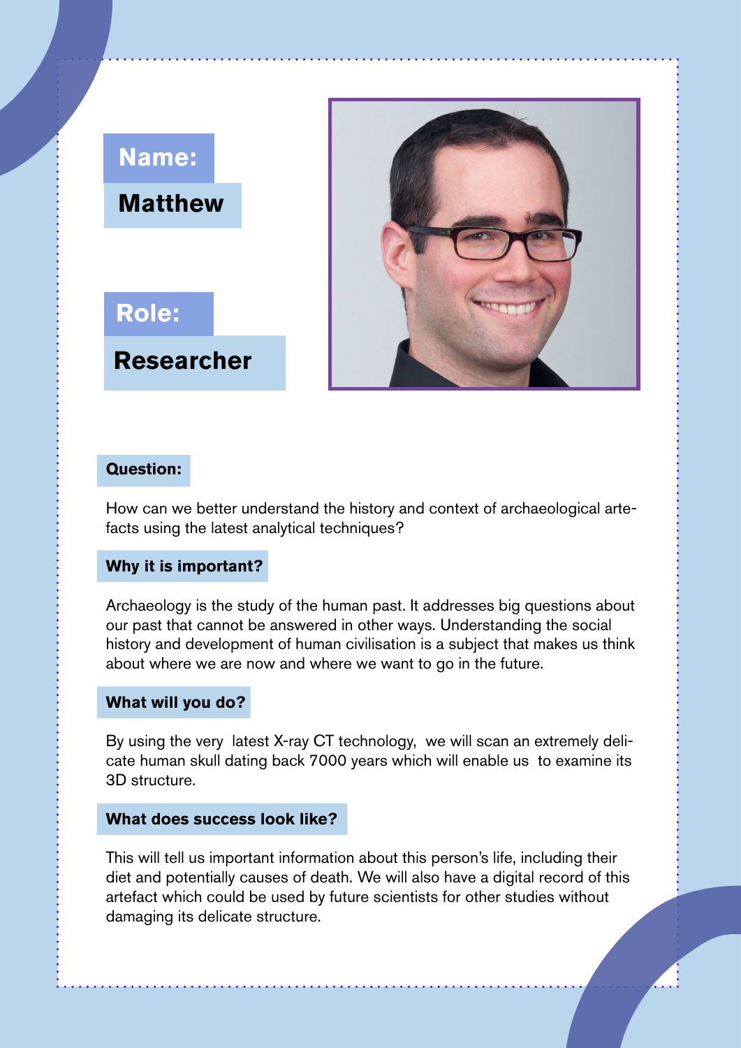**Name:**

**Matthew**

**Role:**

**Researcher**

**Question:**

How can we better understand the history and context of archaeological artefacts using the latest analytical techniques?

**Why it is important?**

Archaeology is the study of the human past. It addresses big questions about our past that cannot be answered in other ways. Understanding the social history and development of human civilisation is a subject that makes us think about where we are now and where we want to go in the future.

**What will you do?**

By using the very latest X-ray CT technology, we will scan an extremely delicate human skull dating back 7000 years which will enable us to examine its 3D structure.

**What does success look like?**

This will tell us important information about this person's life, including their diet and potentially causes of death. We will also have a digital record of this artefact which could be used by future scientists for other studies without damaging its delicate structure.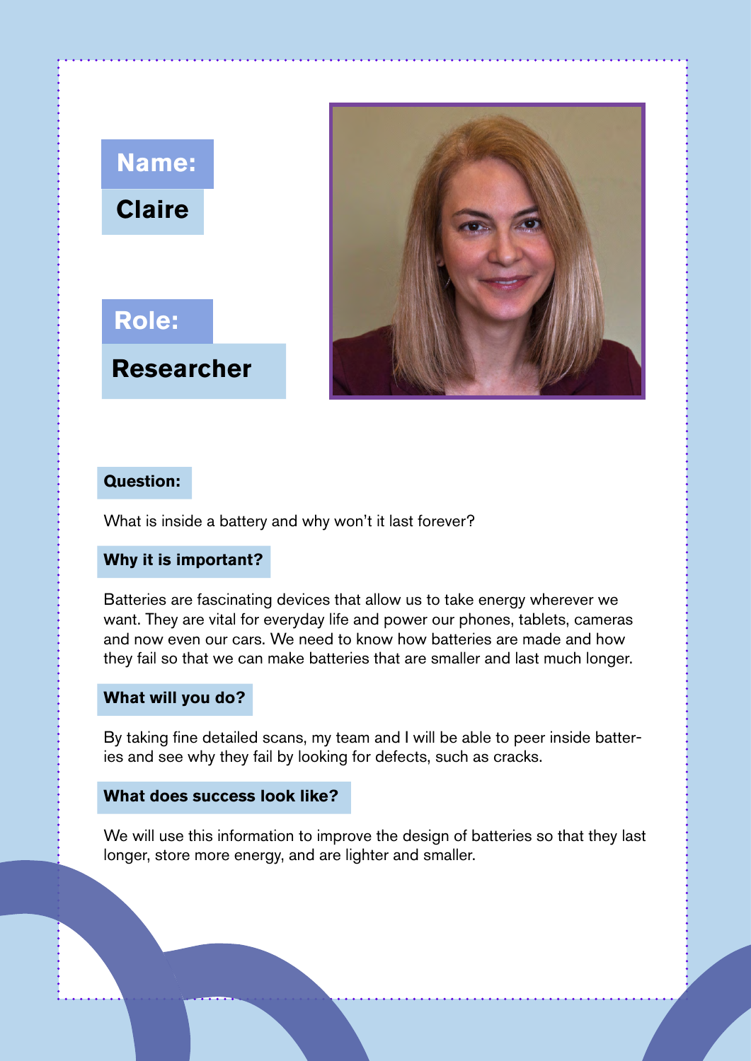**Name:**

**Claire**

**Role:**

**Researcher**

**Question:**

What is inside a battery and why won't it last forever?

**Why it is important?**

Batteries are fascinating devices that allow us to take energy wherever we want. They are vital for everyday life and power our phones, tablets, cameras and now even our cars. We need to know how batteries are made and how they fail so that we can make batteries that are smaller and last much longer.

**What will you do?**

By taking fine detailed scans, my team and I will be able to peer inside batteries and see why they fail by looking for defects, such as cracks.

**What does success look like?**

We will use this information to improve the design of batteries so that they last longer, store more energy, and are lighter and smaller.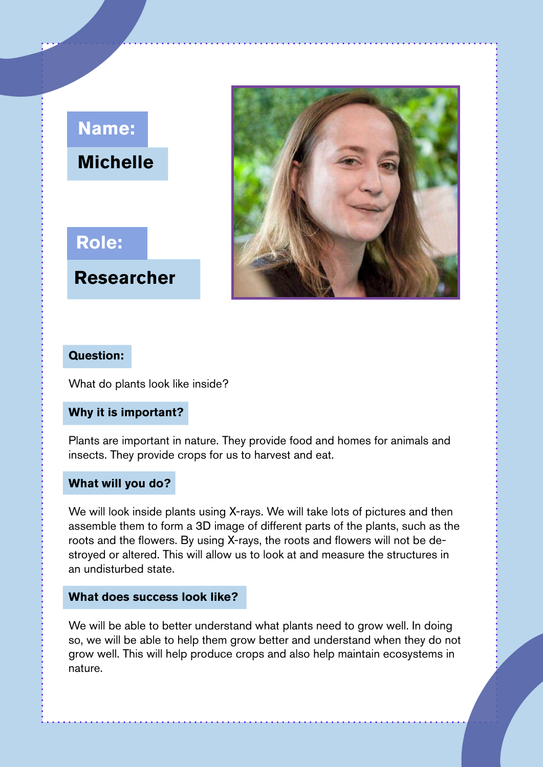**Name:**

**Michelle**

**Role:**

**Researcher**

**Question:**

What do plants look like inside?

**Why it is important?**

Plants are important in nature. They provide food and homes for animals and insects. They provide crops for us to harvest and eat.

**What will you do?**

We will look inside plants using X-rays. We will take lots of pictures and then assemble them to form a 3D image of different parts of the plants, such as the roots and the flowers. By using X-rays, the roots and flowers will not be destroyed or altered. This will allow us to look at and measure the structures in an undisturbed state.

**What does success look like?**

We will be able to better understand what plants need to grow well. In doing so, we will be able to help them grow better and understand when they do not grow well. This will help produce crops and also help maintain ecosystems in nature.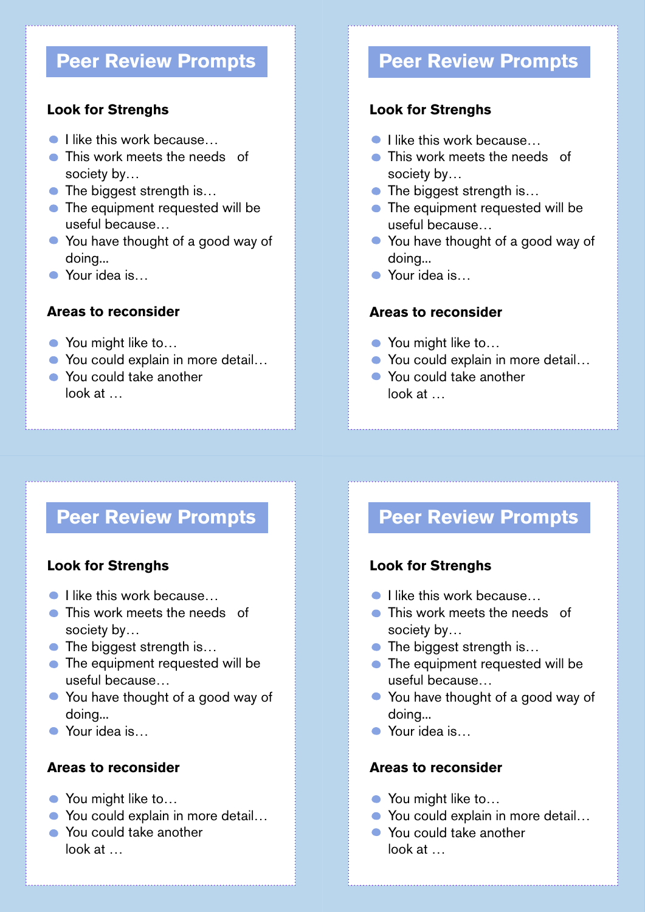## Peer Review Prompts

**Look for Strenghs**

- I like this work because…
- This work meets the needs of society by…
- The biggest strength is…
- The equipment requested will be useful because…
- You have thought of a good way of doing...
- Your idea is…

**Areas to reconsider**

- You might like to…
- You could explain in more detail…
- You could take another look at …

## Peer Review Prompts

**Look for Strenghs**

- I like this work because…
- This work meets the needs of society by…
- The biggest strength is…
- The equipment requested will be useful because…
- You have thought of a good way of doing...
- Your idea is…

**Areas to reconsider**

- You might like to…
- You could explain in more detail…
- You could take another look at …

## Peer Review Prompts

**Look for Strenghs**

- I like this work because…
- This work meets the needs of society by…
- The biggest strength is…
- The equipment requested will be useful because…
- You have thought of a good way of doing...
- Your idea is…

**Areas to reconsider**

- You might like to…
- You could explain in more detail…
- You could take another look at …

## Peer Review Prompts

**Look for Strenghs**

- I like this work because…
- This work meets the needs of society by…
- The biggest strength is…
- The equipment requested will be useful because…
- You have thought of a good way of doing...
- Your idea is…

**Areas to reconsider**

- You might like to…
- You could explain in more detail…
- You could take another look at …